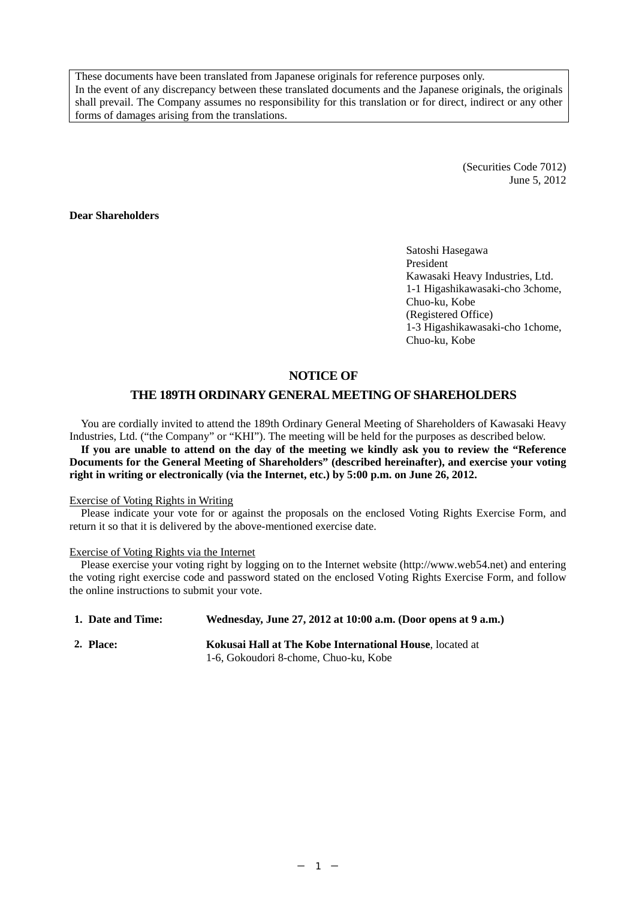These documents have been translated from Japanese originals for reference purposes only.
In the event of any discrepancy between these translated documents and the Japanese originals, the originals shall prevail. The Company assumes no responsibility for this translation or for direct, indirect or any other forms of damages arising from the translations.

(Securities Code 7012)
June 5, 2012

**Dear Shareholders**

Satoshi Hasegawa
President
Kawasaki Heavy Industries, Ltd.
1-1 Higashikawasaki-cho 3chome, Chuo-ku, Kobe
(Registered Office)
1-3 Higashikawasaki-cho 1chome, Chuo-ku, Kobe

# NOTICE OF
# THE 189TH ORDINARY GENERAL MEETING OF SHAREHOLDERS

You are cordially invited to attend the 189th Ordinary General Meeting of Shareholders of Kawasaki Heavy Industries, Ltd. ("the Company" or "KHI"). The meeting will be held for the purposes as described below.

**If you are unable to attend on the day of the meeting we kindly ask you to review the "Reference Documents for the General Meeting of Shareholders" (described hereinafter), and exercise your voting right in writing or electronically (via the Internet, etc.) by 5:00 p.m. on June 26, 2012.**

Exercise of Voting Rights in Writing

Please indicate your vote for or against the proposals on the enclosed Voting Rights Exercise Form, and return it so that it is delivered by the above-mentioned exercise date.

Exercise of Voting Rights via the Internet

Please exercise your voting right by logging on to the Internet website (http://www.web54.net) and entering the voting right exercise code and password stated on the enclosed Voting Rights Exercise Form, and follow the online instructions to submit your vote.

1. **Date and Time:** **Wednesday, June 27, 2012 at 10:00 a.m. (Door opens at 9 a.m.)**
2. **Place:** **Kokusai Hall at The Kobe International House**, located at 1-6, Gokoudori 8-chome, Chuo-ku, Kobe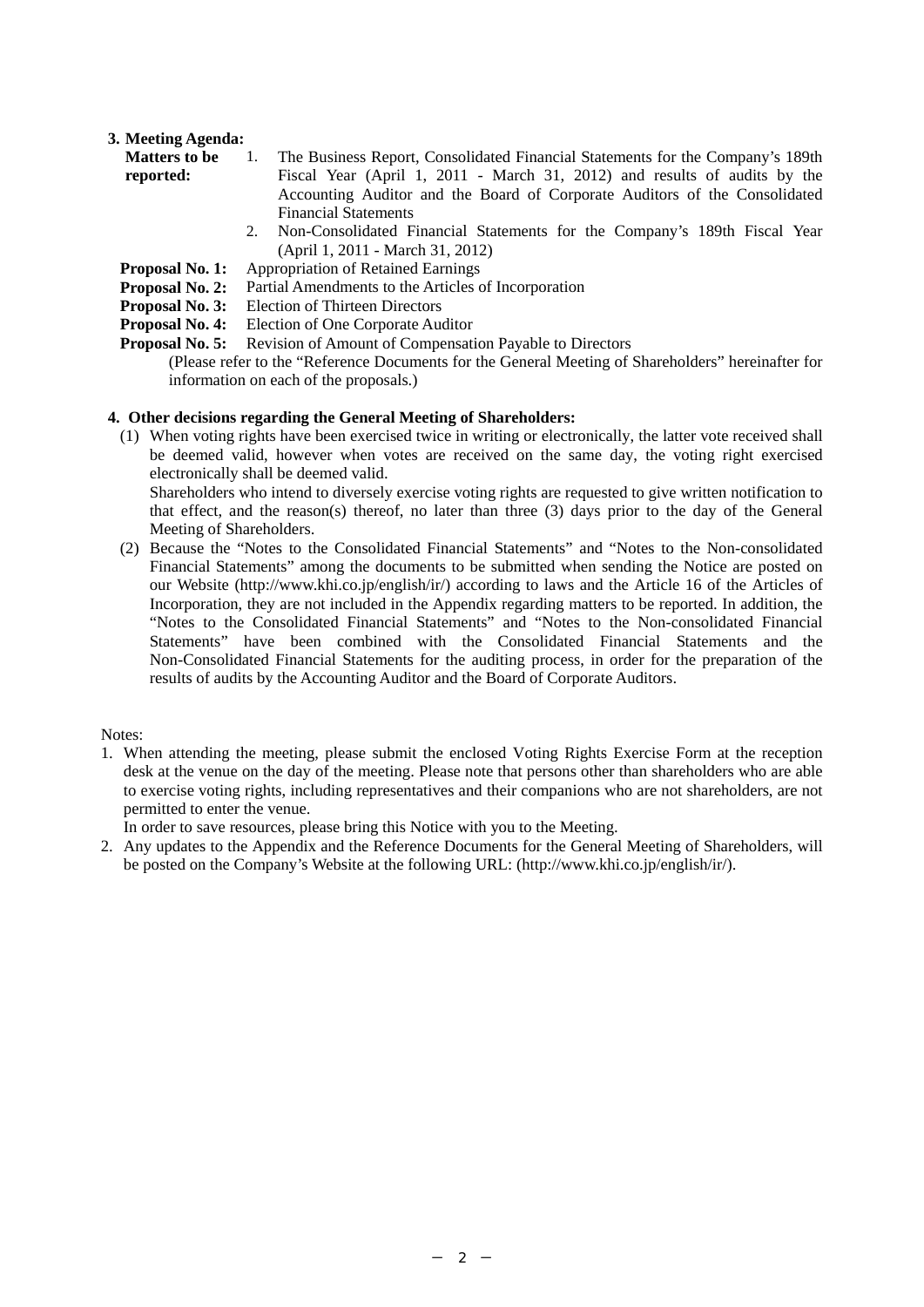**3. Meeting Agenda:**

**Matters to be reported:**

1. The Business Report, Consolidated Financial Statements for the Company's 189th Fiscal Year (April 1, 2011 - March 31, 2012) and results of audits by the Accounting Auditor and the Board of Corporate Auditors of the Consolidated Financial Statements
2. Non-Consolidated Financial Statements for the Company's 189th Fiscal Year (April 1, 2011 - March 31, 2012)

**Proposal No. 1:** Appropriation of Retained Earnings

**Proposal No. 2:** Partial Amendments to the Articles of Incorporation

**Proposal No. 3:** Election of Thirteen Directors

**Proposal No. 4:** Election of One Corporate Auditor

**Proposal No. 5:** Revision of Amount of Compensation Payable to Directors

(Please refer to the "Reference Documents for the General Meeting of Shareholders" hereinafter for information on each of the proposals.)

**4. Other decisions regarding the General Meeting of Shareholders:**

(1) When voting rights have been exercised twice in writing or electronically, the latter vote received shall be deemed valid, however when votes are received on the same day, the voting right exercised electronically shall be deemed valid.
Shareholders who intend to diversely exercise voting rights are requested to give written notification to that effect, and the reason(s) thereof, no later than three (3) days prior to the day of the General Meeting of Shareholders.

(2) Because the "Notes to the Consolidated Financial Statements" and "Notes to the Non-consolidated Financial Statements" among the documents to be submitted when sending the Notice are posted on our Website (http://www.khi.co.jp/english/ir/) according to laws and the Article 16 of the Articles of Incorporation, they are not included in the Appendix regarding matters to be reported. In addition, the "Notes to the Consolidated Financial Statements" and "Notes to the Non-consolidated Financial Statements" have been combined with the Consolidated Financial Statements and the Non-Consolidated Financial Statements for the auditing process, in order for the preparation of the results of audits by the Accounting Auditor and the Board of Corporate Auditors.

Notes:

1. When attending the meeting, please submit the enclosed Voting Rights Exercise Form at the reception desk at the venue on the day of the meeting. Please note that persons other than shareholders who are able to exercise voting rights, including representatives and their companions who are not shareholders, are not permitted to enter the venue.
   In order to save resources, please bring this Notice with you to the Meeting.
2. Any updates to the Appendix and the Reference Documents for the General Meeting of Shareholders, will be posted on the Company's Website at the following URL: (http://www.khi.co.jp/english/ir/).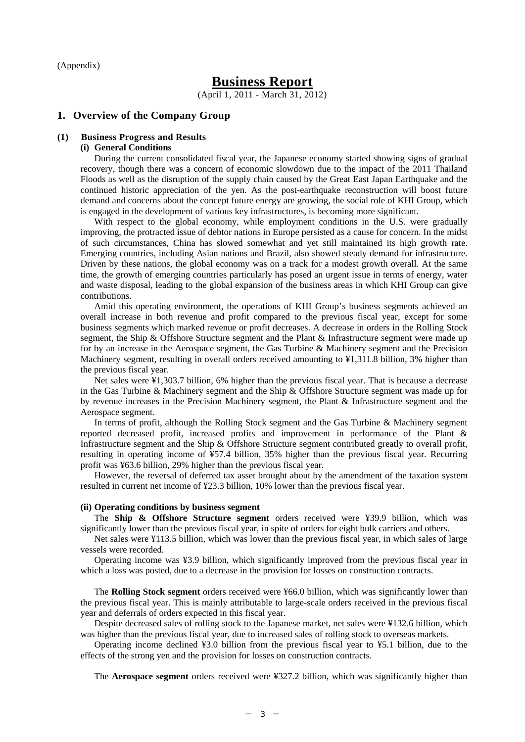(Appendix)

# Business Report

(April 1, 2011 - March 31, 2012)

## 1. Overview of the Company Group

### (1) Business Progress and Results

#### (i) General Conditions

During the current consolidated fiscal year, the Japanese economy started showing signs of gradual recovery, though there was a concern of economic slowdown due to the impact of the 2011 Thailand Floods as well as the disruption of the supply chain caused by the Great East Japan Earthquake and the continued historic appreciation of the yen. As the post-earthquake reconstruction will boost future demand and concerns about the concept future energy are growing, the social role of KHI Group, which is engaged in the development of various key infrastructures, is becoming more significant.

With respect to the global economy, while employment conditions in the U.S. were gradually improving, the protracted issue of debtor nations in Europe persisted as a cause for concern. In the midst of such circumstances, China has slowed somewhat and yet still maintained its high growth rate. Emerging countries, including Asian nations and Brazil, also showed steady demand for infrastructure. Driven by these nations, the global economy was on a track for a modest growth overall. At the same time, the growth of emerging countries particularly has posed an urgent issue in terms of energy, water and waste disposal, leading to the global expansion of the business areas in which KHI Group can give contributions.

Amid this operating environment, the operations of KHI Group's business segments achieved an overall increase in both revenue and profit compared to the previous fiscal year, except for some business segments which marked revenue or profit decreases. A decrease in orders in the Rolling Stock segment, the Ship & Offshore Structure segment and the Plant & Infrastructure segment were made up for by an increase in the Aerospace segment, the Gas Turbine & Machinery segment and the Precision Machinery segment, resulting in overall orders received amounting to ¥1,311.8 billion, 3% higher than the previous fiscal year.

Net sales were ¥1,303.7 billion, 6% higher than the previous fiscal year. That is because a decrease in the Gas Turbine & Machinery segment and the Ship & Offshore Structure segment was made up for by revenue increases in the Precision Machinery segment, the Plant & Infrastructure segment and the Aerospace segment.

In terms of profit, although the Rolling Stock segment and the Gas Turbine & Machinery segment reported decreased profit, increased profits and improvement in performance of the Plant & Infrastructure segment and the Ship & Offshore Structure segment contributed greatly to overall profit, resulting in operating income of ¥57.4 billion, 35% higher than the previous fiscal year. Recurring profit was ¥63.6 billion, 29% higher than the previous fiscal year.

However, the reversal of deferred tax asset brought about by the amendment of the taxation system resulted in current net income of ¥23.3 billion, 10% lower than the previous fiscal year.

#### (ii) Operating conditions by business segment

The **Ship & Offshore Structure segment** orders received were ¥39.9 billion, which was significantly lower than the previous fiscal year, in spite of orders for eight bulk carriers and others.

Net sales were ¥113.5 billion, which was lower than the previous fiscal year, in which sales of large vessels were recorded.

Operating income was ¥3.9 billion, which significantly improved from the previous fiscal year in which a loss was posted, due to a decrease in the provision for losses on construction contracts.

The **Rolling Stock segment** orders received were ¥66.0 billion, which was significantly lower than the previous fiscal year. This is mainly attributable to large-scale orders received in the previous fiscal year and deferrals of orders expected in this fiscal year.

Despite decreased sales of rolling stock to the Japanese market, net sales were ¥132.6 billion, which was higher than the previous fiscal year, due to increased sales of rolling stock to overseas markets.

Operating income declined ¥3.0 billion from the previous fiscal year to ¥5.1 billion, due to the effects of the strong yen and the provision for losses on construction contracts.

The **Aerospace segment** orders received were ¥327.2 billion, which was significantly higher than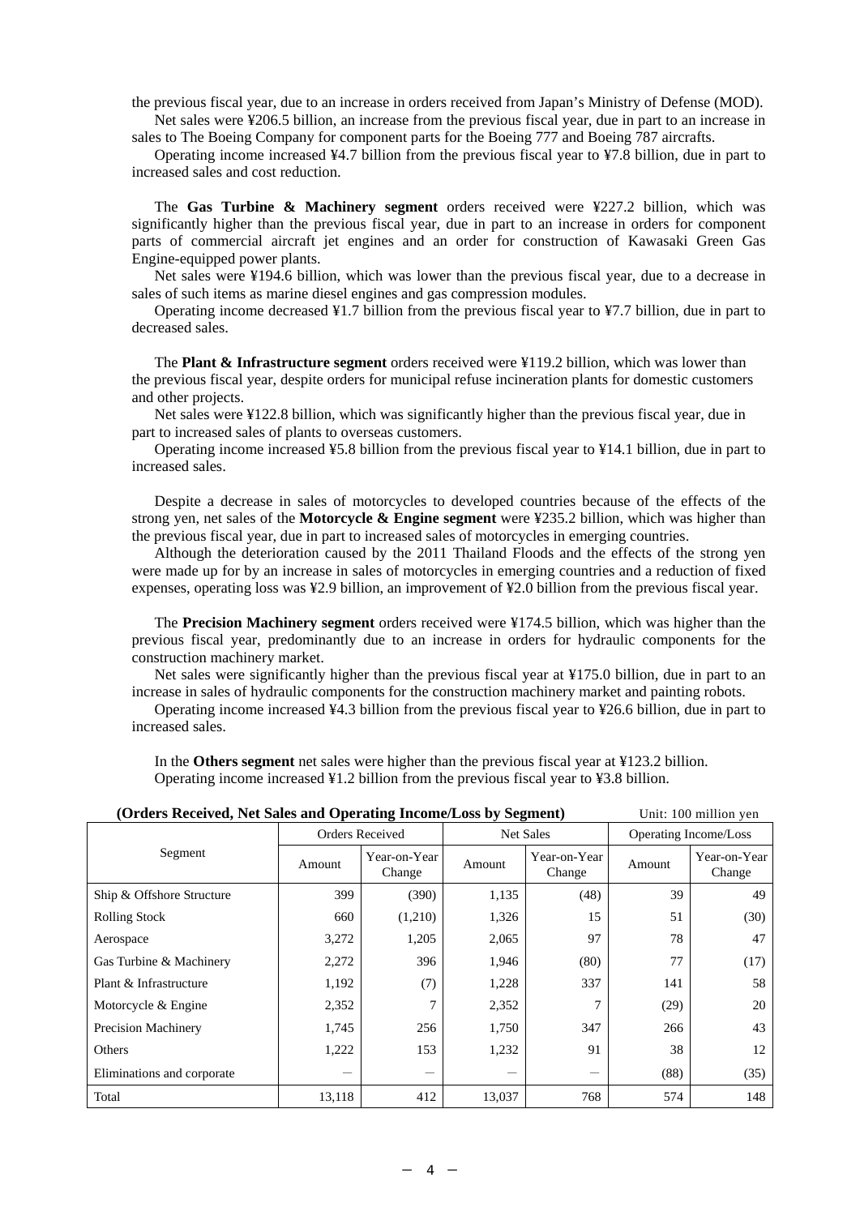the previous fiscal year, due to an increase in orders received from Japan's Ministry of Defense (MOD).

Net sales were ¥206.5 billion, an increase from the previous fiscal year, due in part to an increase in sales to The Boeing Company for component parts for the Boeing 777 and Boeing 787 aircrafts.

Operating income increased ¥4.7 billion from the previous fiscal year to ¥7.8 billion, due in part to increased sales and cost reduction.

The **Gas Turbine & Machinery segment** orders received were ¥227.2 billion, which was significantly higher than the previous fiscal year, due in part to an increase in orders for component parts of commercial aircraft jet engines and an order for construction of Kawasaki Green Gas Engine-equipped power plants.

Net sales were ¥194.6 billion, which was lower than the previous fiscal year, due to a decrease in sales of such items as marine diesel engines and gas compression modules.

Operating income decreased ¥1.7 billion from the previous fiscal year to ¥7.7 billion, due in part to decreased sales.

The **Plant & Infrastructure segment** orders received were ¥119.2 billion, which was lower than the previous fiscal year, despite orders for municipal refuse incineration plants for domestic customers and other projects.

Net sales were ¥122.8 billion, which was significantly higher than the previous fiscal year, due in part to increased sales of plants to overseas customers.

Operating income increased ¥5.8 billion from the previous fiscal year to ¥14.1 billion, due in part to increased sales.

Despite a decrease in sales of motorcycles to developed countries because of the effects of the strong yen, net sales of the **Motorcycle & Engine segment** were ¥235.2 billion, which was higher than the previous fiscal year, due in part to increased sales of motorcycles in emerging countries.

Although the deterioration caused by the 2011 Thailand Floods and the effects of the strong yen were made up for by an increase in sales of motorcycles in emerging countries and a reduction of fixed expenses, operating loss was ¥2.9 billion, an improvement of ¥2.0 billion from the previous fiscal year.

The **Precision Machinery segment** orders received were ¥174.5 billion, which was higher than the previous fiscal year, predominantly due to an increase in orders for hydraulic components for the construction machinery market.

Net sales were significantly higher than the previous fiscal year at ¥175.0 billion, due in part to an increase in sales of hydraulic components for the construction machinery market and painting robots.

Operating income increased ¥4.3 billion from the previous fiscal year to ¥26.6 billion, due in part to increased sales.

In the **Others segment** net sales were higher than the previous fiscal year at ¥123.2 billion. Operating income increased ¥1.2 billion from the previous fiscal year to ¥3.8 billion.

**(Orders Received, Net Sales and Operating Income/Loss by Segment)** Unit: 100 million yen

| Segment | Orders Received | | Net Sales | | Operating Income/Loss | |
|---|---|---|---|---|---|---|
| | Amount | Year-on-Year Change | Amount | Year-on-Year Change | Amount | Year-on-Year Change |
| Ship & Offshore Structure | 399 | (390) | 1,135 | (48) | 39 | 49 |
| Rolling Stock | 660 | (1,210) | 1,326 | 15 | 51 | (30) |
| Aerospace | 3,272 | 1,205 | 2,065 | 97 | 78 | 47 |
| Gas Turbine & Machinery | 2,272 | 396 | 1,946 | (80) | 77 | (17) |
| Plant & Infrastructure | 1,192 | (7) | 1,228 | 337 | 141 | 58 |
| Motorcycle & Engine | 2,352 | 7 | 2,352 | 7 | (29) | 20 |
| Precision Machinery | 1,745 | 256 | 1,750 | 347 | 266 | 43 |
| Others | 1,222 | 153 | 1,232 | 91 | 38 | 12 |
| Eliminations and corporate | ― | ― | ― | ― | (88) | (35) |
| Total | 13,118 | 412 | 13,037 | 768 | 574 | 148 |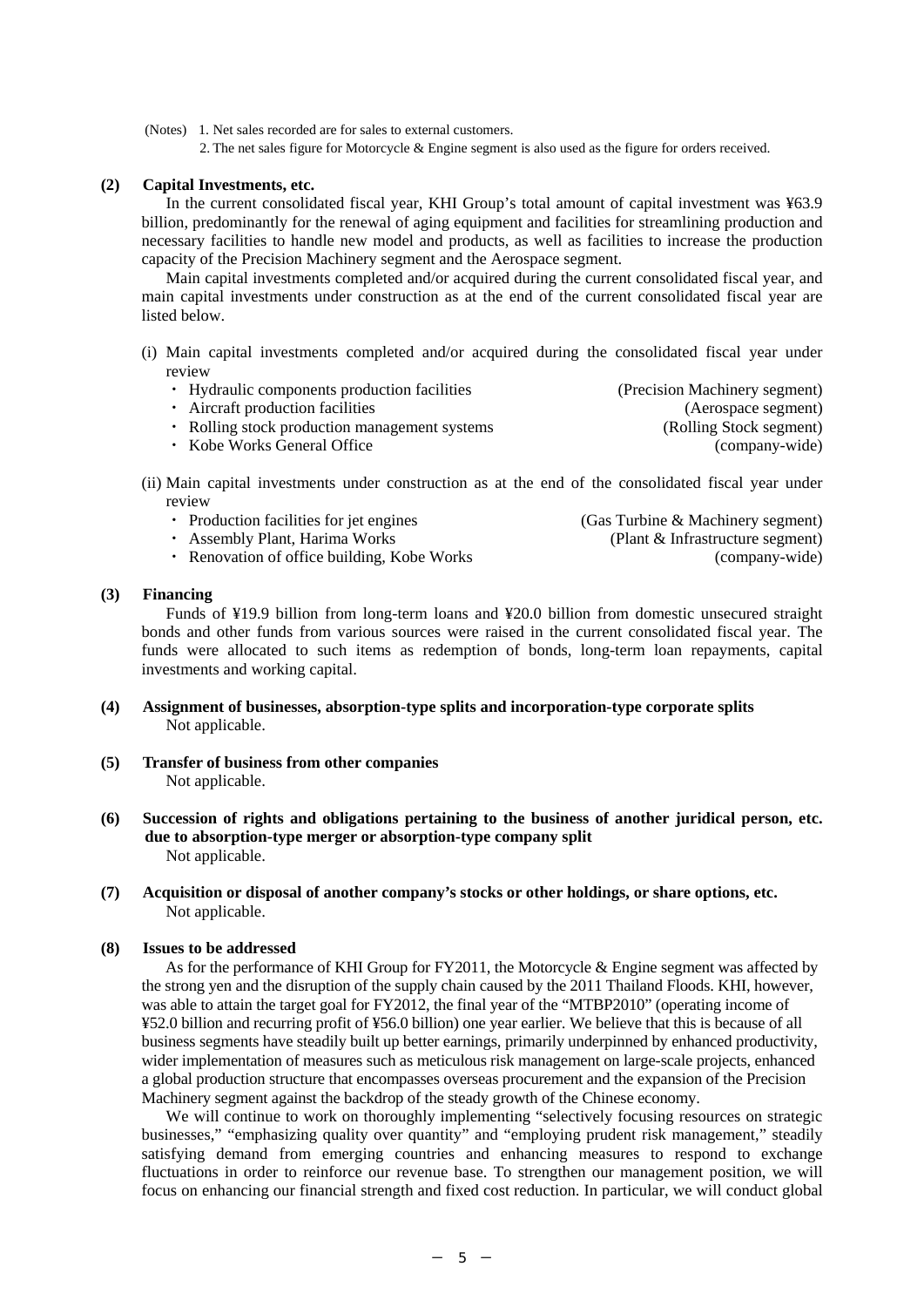(Notes) 1. Net sales recorded are for sales to external customers.
2. The net sales figure for Motorcycle & Engine segment is also used as the figure for orders received.

**(2) Capital Investments, etc.**

In the current consolidated fiscal year, KHI Group's total amount of capital investment was ¥63.9 billion, predominantly for the renewal of aging equipment and facilities for streamlining production and necessary facilities to handle new model and products, as well as facilities to increase the production capacity of the Precision Machinery segment and the Aerospace segment.

Main capital investments completed and/or acquired during the current consolidated fiscal year, and main capital investments under construction as at the end of the current consolidated fiscal year are listed below.

(i) Main capital investments completed and/or acquired during the consolidated fiscal year under review

- Hydraulic components production facilities (Precision Machinery segment)
- Aircraft production facilities (Aerospace segment)
- Rolling stock production management systems (Rolling Stock segment)
- Kobe Works General Office (company-wide)

(ii) Main capital investments under construction as at the end of the consolidated fiscal year under review

- Production facilities for jet engines (Gas Turbine & Machinery segment)
- Assembly Plant, Harima Works (Plant & Infrastructure segment)
- Renovation of office building, Kobe Works (company-wide)

**(3) Financing**

Funds of ¥19.9 billion from long-term loans and ¥20.0 billion from domestic unsecured straight bonds and other funds from various sources were raised in the current consolidated fiscal year. The funds were allocated to such items as redemption of bonds, long-term loan repayments, capital investments and working capital.

**(4) Assignment of businesses, absorption-type splits and incorporation-type corporate splits**

Not applicable.

**(5) Transfer of business from other companies**

Not applicable.

**(6) Succession of rights and obligations pertaining to the business of another juridical person, etc. due to absorption-type merger or absorption-type company split**

Not applicable.

**(7) Acquisition or disposal of another company's stocks or other holdings, or share options, etc.**

Not applicable.

**(8) Issues to be addressed**

As for the performance of KHI Group for FY2011, the Motorcycle & Engine segment was affected by the strong yen and the disruption of the supply chain caused by the 2011 Thailand Floods. KHI, however, was able to attain the target goal for FY2012, the final year of the "MTBP2010" (operating income of ¥52.0 billion and recurring profit of ¥56.0 billion) one year earlier. We believe that this is because of all business segments have steadily built up better earnings, primarily underpinned by enhanced productivity, wider implementation of measures such as meticulous risk management on large-scale projects, enhanced a global production structure that encompasses overseas procurement and the expansion of the Precision Machinery segment against the backdrop of the steady growth of the Chinese economy.

We will continue to work on thoroughly implementing "selectively focusing resources on strategic businesses," "emphasizing quality over quantity" and "employing prudent risk management," steadily satisfying demand from emerging countries and enhancing measures to respond to exchange fluctuations in order to reinforce our revenue base. To strengthen our management position, we will focus on enhancing our financial strength and fixed cost reduction. In particular, we will conduct global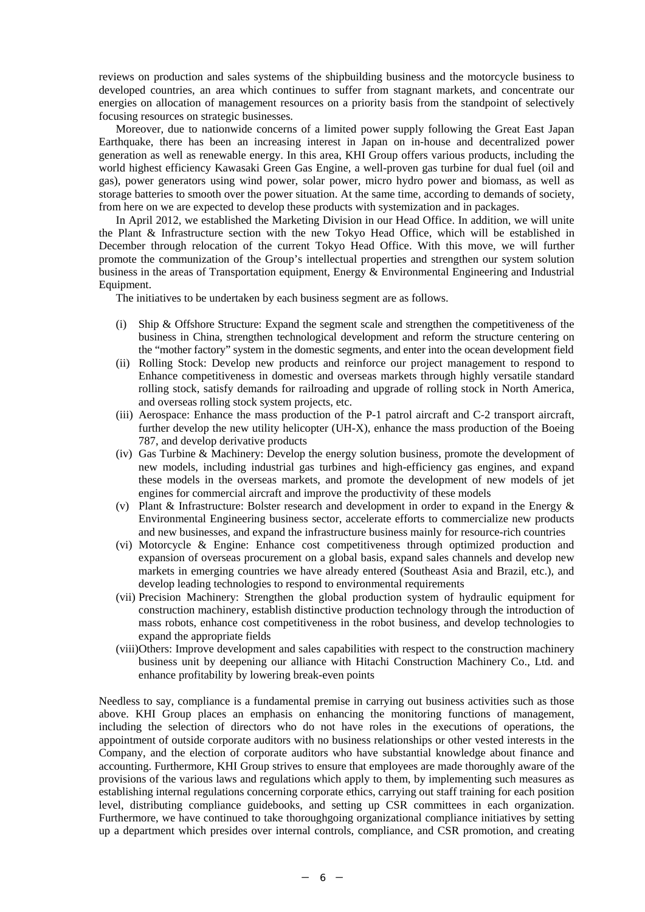reviews on production and sales systems of the shipbuilding business and the motorcycle business to developed countries, an area which continues to suffer from stagnant markets, and concentrate our energies on allocation of management resources on a priority basis from the standpoint of selectively focusing resources on strategic businesses.

Moreover, due to nationwide concerns of a limited power supply following the Great East Japan Earthquake, there has been an increasing interest in Japan on in-house and decentralized power generation as well as renewable energy. In this area, KHI Group offers various products, including the world highest efficiency Kawasaki Green Gas Engine, a well-proven gas turbine for dual fuel (oil and gas), power generators using wind power, solar power, micro hydro power and biomass, as well as storage batteries to smooth over the power situation. At the same time, according to demands of society, from here on we are expected to develop these products with systemization and in packages.

In April 2012, we established the Marketing Division in our Head Office. In addition, we will unite the Plant & Infrastructure section with the new Tokyo Head Office, which will be established in December through relocation of the current Tokyo Head Office. With this move, we will further promote the communization of the Group's intellectual properties and strengthen our system solution business in the areas of Transportation equipment, Energy & Environmental Engineering and Industrial Equipment.

The initiatives to be undertaken by each business segment are as follows.

(i) Ship & Offshore Structure: Expand the segment scale and strengthen the competitiveness of the business in China, strengthen technological development and reform the structure centering on the "mother factory" system in the domestic segments, and enter into the ocean development field

(ii) Rolling Stock: Develop new products and reinforce our project management to respond to Enhance competitiveness in domestic and overseas markets through highly versatile standard rolling stock, satisfy demands for railroading and upgrade of rolling stock in North America, and overseas rolling stock system projects, etc.

(iii) Aerospace: Enhance the mass production of the P-1 patrol aircraft and C-2 transport aircraft, further develop the new utility helicopter (UH-X), enhance the mass production of the Boeing 787, and develop derivative products

(iv) Gas Turbine & Machinery: Develop the energy solution business, promote the development of new models, including industrial gas turbines and high-efficiency gas engines, and expand these models in the overseas markets, and promote the development of new models of jet engines for commercial aircraft and improve the productivity of these models

(v) Plant & Infrastructure: Bolster research and development in order to expand in the Energy & Environmental Engineering business sector, accelerate efforts to commercialize new products and new businesses, and expand the infrastructure business mainly for resource-rich countries

(vi) Motorcycle & Engine: Enhance cost competitiveness through optimized production and expansion of overseas procurement on a global basis, expand sales channels and develop new markets in emerging countries we have already entered (Southeast Asia and Brazil, etc.), and develop leading technologies to respond to environmental requirements

(vii) Precision Machinery: Strengthen the global production system of hydraulic equipment for construction machinery, establish distinctive production technology through the introduction of mass robots, enhance cost competitiveness in the robot business, and develop technologies to expand the appropriate fields

(viii) Others: Improve development and sales capabilities with respect to the construction machinery business unit by deepening our alliance with Hitachi Construction Machinery Co., Ltd. and enhance profitability by lowering break-even points

Needless to say, compliance is a fundamental premise in carrying out business activities such as those above. KHI Group places an emphasis on enhancing the monitoring functions of management, including the selection of directors who do not have roles in the executions of operations, the appointment of outside corporate auditors with no business relationships or other vested interests in the Company, and the election of corporate auditors who have substantial knowledge about finance and accounting. Furthermore, KHI Group strives to ensure that employees are made thoroughly aware of the provisions of the various laws and regulations which apply to them, by implementing such measures as establishing internal regulations concerning corporate ethics, carrying out staff training for each position level, distributing compliance guidebooks, and setting up CSR committees in each organization. Furthermore, we have continued to take thoroughgoing organizational compliance initiatives by setting up a department which presides over internal controls, compliance, and CSR promotion, and creating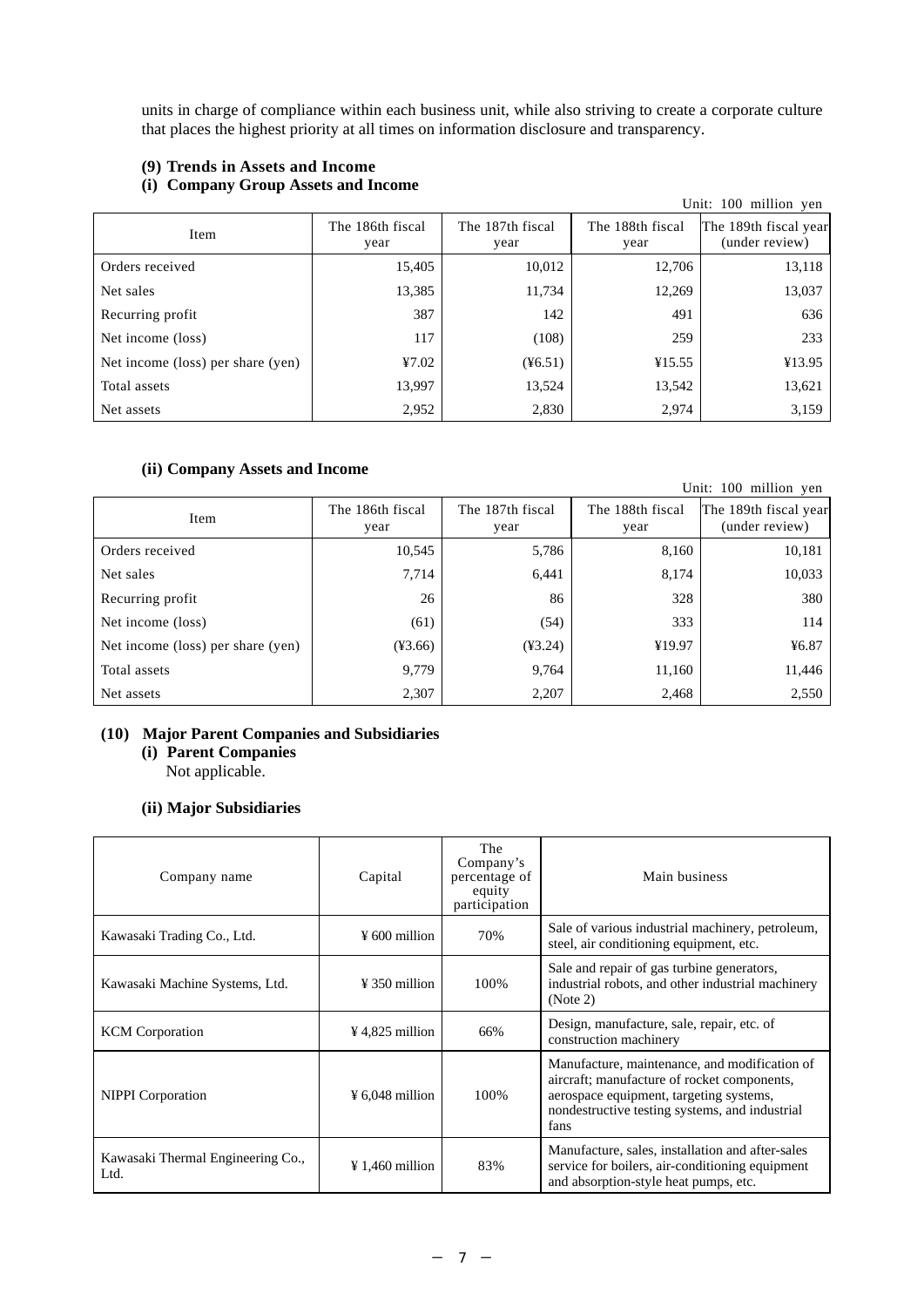units in charge of compliance within each business unit, while also striving to create a corporate culture that places the highest priority at all times on information disclosure and transparency.

### (9) Trends in Assets and Income

#### (i) Company Group Assets and Income

Unit: 100 million yen

| Item | The 186th fiscal year | The 187th fiscal year | The 188th fiscal year | The 189th fiscal year (under review) |
|---|---|---|---|---|
| Orders received | 15,405 | 10,012 | 12,706 | 13,118 |
| Net sales | 13,385 | 11,734 | 12,269 | 13,037 |
| Recurring profit | 387 | 142 | 491 | 636 |
| Net income (loss) | 117 | (108) | 259 | 233 |
| Net income (loss) per share (yen) | ¥7.02 | (¥6.51) | ¥15.55 | ¥13.95 |
| Total assets | 13,997 | 13,524 | 13,542 | 13,621 |
| Net assets | 2,952 | 2,830 | 2,974 | 3,159 |

#### (ii) Company Assets and Income

Unit: 100 million yen

| Item | The 186th fiscal year | The 187th fiscal year | The 188th fiscal year | The 189th fiscal year (under review) |
|---|---|---|---|---|
| Orders received | 10,545 | 5,786 | 8,160 | 10,181 |
| Net sales | 7,714 | 6,441 | 8,174 | 10,033 |
| Recurring profit | 26 | 86 | 328 | 380 |
| Net income (loss) | (61) | (54) | 333 | 114 |
| Net income (loss) per share (yen) | (¥3.66) | (¥3.24) | ¥19.97 | ¥6.87 |
| Total assets | 9,779 | 9,764 | 11,160 | 11,446 |
| Net assets | 2,307 | 2,207 | 2,468 | 2,550 |

### (10) Major Parent Companies and Subsidiaries

#### (i) Parent Companies

Not applicable.

#### (ii) Major Subsidiaries

| Company name | Capital | The Company's percentage of equity participation | Main business |
|---|---|---|---|
| Kawasaki Trading Co., Ltd. | ¥ 600 million | 70% | Sale of various industrial machinery, petroleum, steel, air conditioning equipment, etc. |
| Kawasaki Machine Systems, Ltd. | ¥ 350 million | 100% | Sale and repair of gas turbine generators, industrial robots, and other industrial machinery (Note 2) |
| KCM Corporation | ¥ 4,825 million | 66% | Design, manufacture, sale, repair, etc. of construction machinery |
| NIPPI Corporation | ¥ 6,048 million | 100% | Manufacture, maintenance, and modification of aircraft; manufacture of rocket components, aerospace equipment, targeting systems, nondestructive testing systems, and industrial fans |
| Kawasaki Thermal Engineering Co., Ltd. | ¥ 1,460 million | 83% | Manufacture, sales, installation and after-sales service for boilers, air-conditioning equipment and absorption-style heat pumps, etc. |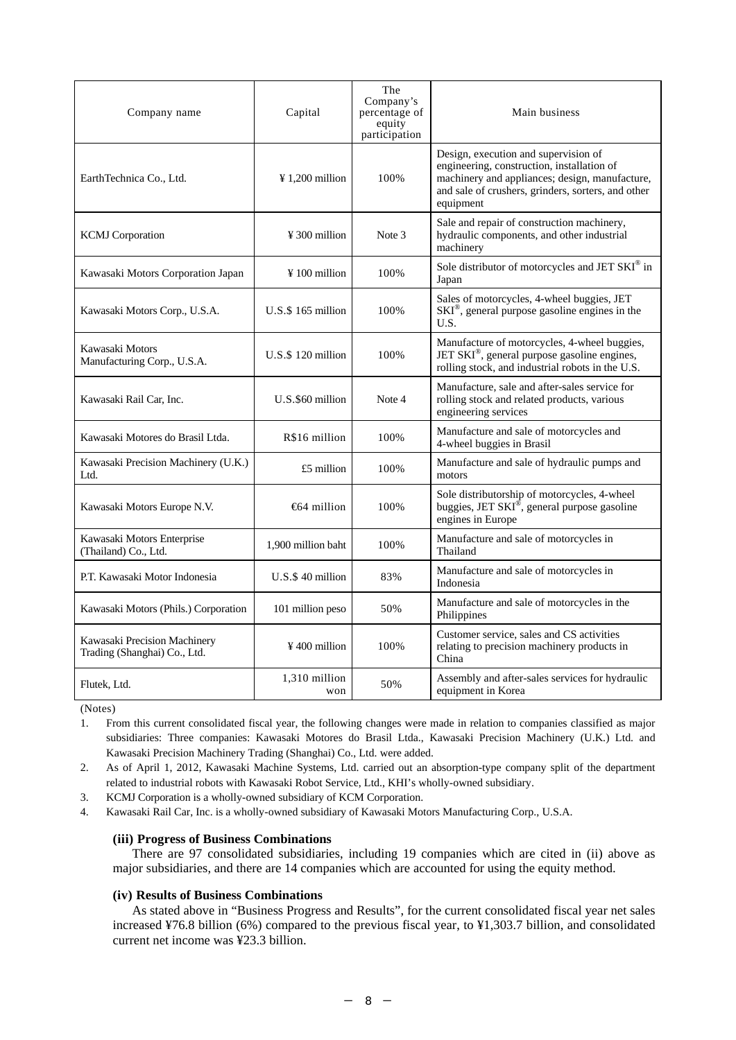| Company name | Capital | The Company's percentage of equity participation | Main business |
|---|---|---|---|
| EarthTechnica Co., Ltd. | ¥ 1,200 million | 100% | Design, execution and supervision of engineering, construction, installation of machinery and appliances; design, manufacture, and sale of crushers, grinders, sorters, and other equipment |
| KCMJ Corporation | ¥ 300 million | Note 3 | Sale and repair of construction machinery, hydraulic components, and other industrial machinery |
| Kawasaki Motors Corporation Japan | ¥ 100 million | 100% | Sole distributor of motorcycles and JET SKI® in Japan |
| Kawasaki Motors Corp., U.S.A. | U.S.$ 165 million | 100% | Sales of motorcycles, 4-wheel buggies, JET SKI®, general purpose gasoline engines in the U.S. |
| Kawasaki Motors Manufacturing Corp., U.S.A. | U.S.$ 120 million | 100% | Manufacture of motorcycles, 4-wheel buggies, JET SKI®, general purpose gasoline engines, rolling stock, and industrial robots in the U.S. |
| Kawasaki Rail Car, Inc. | U.S.$60 million | Note 4 | Manufacture, sale and after-sales service for rolling stock and related products, various engineering services |
| Kawasaki Motores do Brasil Ltda. | R$16 million | 100% | Manufacture and sale of motorcycles and 4-wheel buggies in Brasil |
| Kawasaki Precision Machinery (U.K.) Ltd. | £5 million | 100% | Manufacture and sale of hydraulic pumps and motors |
| Kawasaki Motors Europe N.V. | €64 million | 100% | Sole distributorship of motorcycles, 4-wheel buggies, JET SKI®, general purpose gasoline engines in Europe |
| Kawasaki Motors Enterprise (Thailand) Co., Ltd. | 1,900 million baht | 100% | Manufacture and sale of motorcycles in Thailand |
| P.T. Kawasaki Motor Indonesia | U.S.$ 40 million | 83% | Manufacture and sale of motorcycles in Indonesia |
| Kawasaki Motors (Phils.) Corporation | 101 million peso | 50% | Manufacture and sale of motorcycles in the Philippines |
| Kawasaki Precision Machinery Trading (Shanghai) Co., Ltd. | ¥ 400 million | 100% | Customer service, sales and CS activities relating to precision machinery products in China |
| Flutek, Ltd. | 1,310 million won | 50% | Assembly and after-sales services for hydraulic equipment in Korea |

(Notes)

1. From this current consolidated fiscal year, the following changes were made in relation to companies classified as major subsidiaries: Three companies: Kawasaki Motores do Brasil Ltda., Kawasaki Precision Machinery (U.K.) Ltd. and Kawasaki Precision Machinery Trading (Shanghai) Co., Ltd. were added.
2. As of April 1, 2012, Kawasaki Machine Systems, Ltd. carried out an absorption-type company split of the department related to industrial robots with Kawasaki Robot Service, Ltd., KHI's wholly-owned subsidiary.
3. KCMJ Corporation is a wholly-owned subsidiary of KCM Corporation.
4. Kawasaki Rail Car, Inc. is a wholly-owned subsidiary of Kawasaki Motors Manufacturing Corp., U.S.A.

**(iii) Progress of Business Combinations**

There are 97 consolidated subsidiaries, including 19 companies which are cited in (ii) above as major subsidiaries, and there are 14 companies which are accounted for using the equity method.

**(iv) Results of Business Combinations**

As stated above in "Business Progress and Results", for the current consolidated fiscal year net sales increased ¥76.8 billion (6%) compared to the previous fiscal year, to ¥1,303.7 billion, and consolidated current net income was ¥23.3 billion.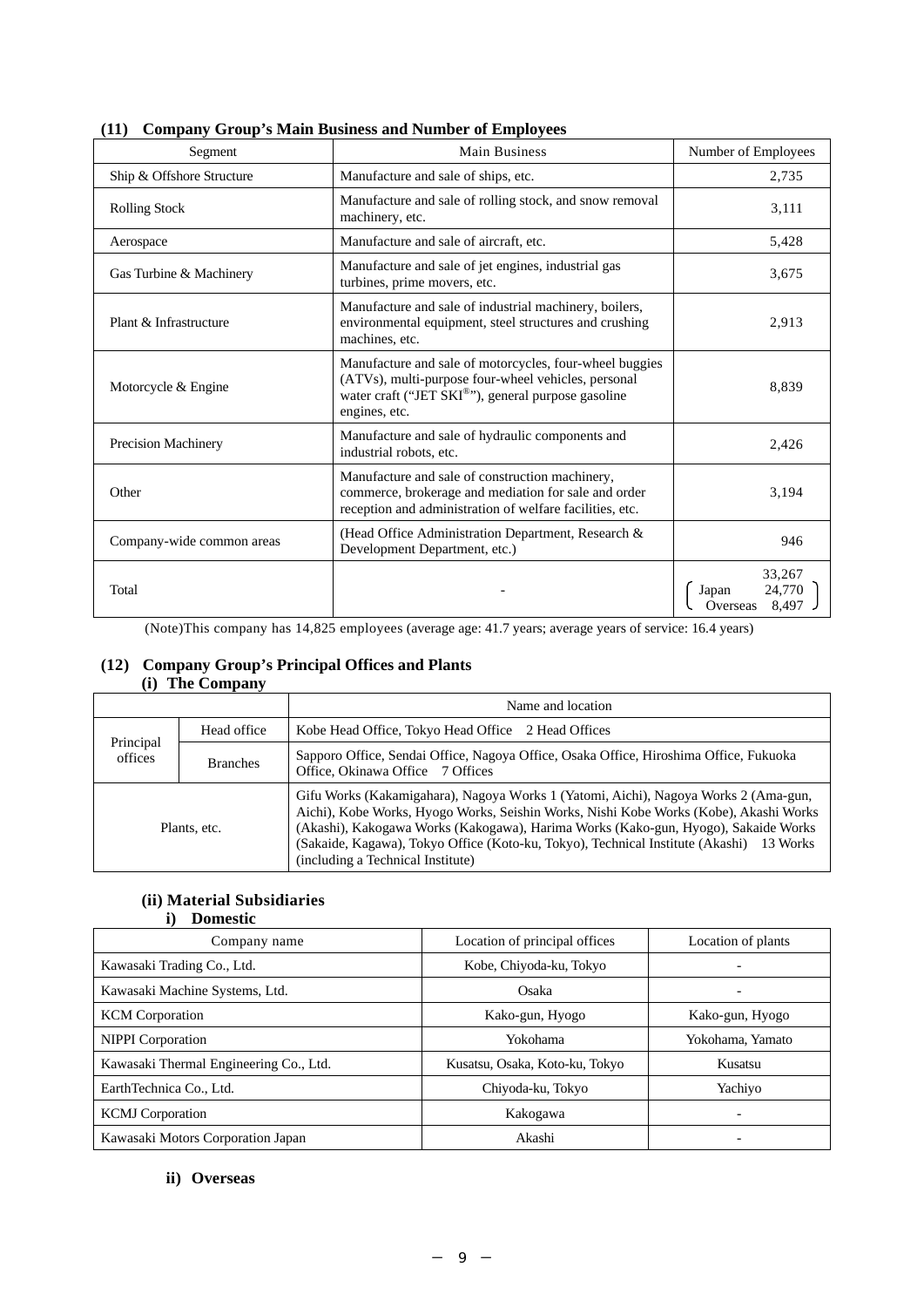### (11) Company Group's Main Business and Number of Employees

| Segment | Main Business | Number of Employees |
|---|---|---|
| Ship & Offshore Structure | Manufacture and sale of ships, etc. | 2,735 |
| Rolling Stock | Manufacture and sale of rolling stock, and snow removal machinery, etc. | 3,111 |
| Aerospace | Manufacture and sale of aircraft, etc. | 5,428 |
| Gas Turbine & Machinery | Manufacture and sale of jet engines, industrial gas turbines, prime movers, etc. | 3,675 |
| Plant & Infrastructure | Manufacture and sale of industrial machinery, boilers, environmental equipment, steel structures and crushing machines, etc. | 2,913 |
| Motorcycle & Engine | Manufacture and sale of motorcycles, four-wheel buggies (ATVs), multi-purpose four-wheel vehicles, personal water craft ("JET SKI®"), general purpose gasoline engines, etc. | 8,839 |
| Precision Machinery | Manufacture and sale of hydraulic components and industrial robots, etc. | 2,426 |
| Other | Manufacture and sale of construction machinery, commerce, brokerage and mediation for sale and order reception and administration of welfare facilities, etc. | 3,194 |
| Company-wide common areas | (Head Office Administration Department, Research & Development Department, etc.) | 946 |
| Total | - | 33,267 (Japan 24,770, Overseas 8,497) |

(Note)This company has 14,825 employees (average age: 41.7 years; average years of service: 16.4 years)

### (12) Company Group's Principal Offices and Plants

#### (i) The Company

| | | Name and location |
|---|---|---|
| Principal offices | Head office | Kobe Head Office, Tokyo Head Office 2 Head Offices |
| | Branches | Sapporo Office, Sendai Office, Nagoya Office, Osaka Office, Hiroshima Office, Fukuoka Office, Okinawa Office 7 Offices |
| Plants, etc. | | Gifu Works (Kakamigahara), Nagoya Works 1 (Yatomi, Aichi), Nagoya Works 2 (Ama-gun, Aichi), Kobe Works, Hyogo Works, Seishin Works, Nishi Kobe Works (Kobe), Akashi Works (Akashi), Kakogawa Works (Kakogawa), Harima Works (Kako-gun, Hyogo), Sakaide Works (Sakaide, Kagawa), Tokyo Office (Koto-ku, Tokyo), Technical Institute (Akashi) 13 Works (including a Technical Institute) |

#### (ii) Material Subsidiaries

**i) Domestic**

| Company name | Location of principal offices | Location of plants |
|---|---|---|
| Kawasaki Trading Co., Ltd. | Kobe, Chiyoda-ku, Tokyo | - |
| Kawasaki Machine Systems, Ltd. | Osaka | - |
| KCM Corporation | Kako-gun, Hyogo | Kako-gun, Hyogo |
| NIPPI Corporation | Yokohama | Yokohama, Yamato |
| Kawasaki Thermal Engineering Co., Ltd. | Kusatsu, Osaka, Koto-ku, Tokyo | Kusatsu |
| EarthTechnica Co., Ltd. | Chiyoda-ku, Tokyo | Yachiyo |
| KCMJ Corporation | Kakogawa | - |
| Kawasaki Motors Corporation Japan | Akashi | - |

**ii) Overseas**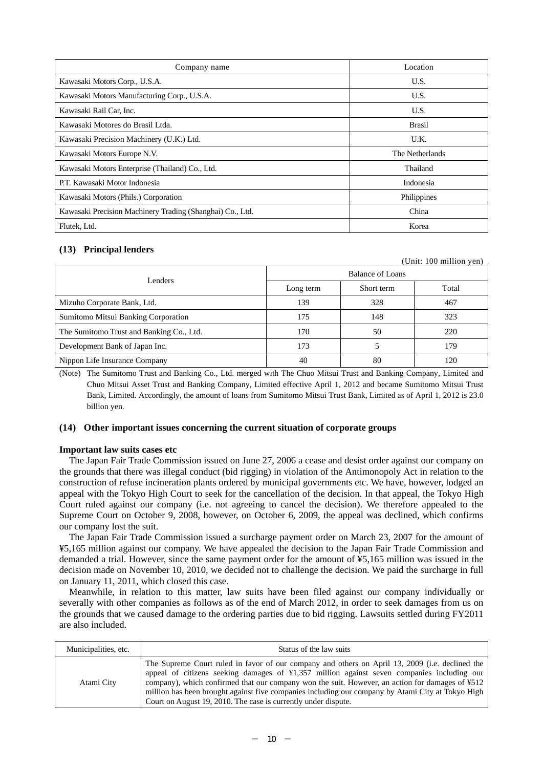| Company name | Location |
| --- | --- |
| Kawasaki Motors Corp., U.S.A. | U.S. |
| Kawasaki Motors Manufacturing Corp., U.S.A. | U.S. |
| Kawasaki Rail Car, Inc. | U.S. |
| Kawasaki Motores do Brasil Ltda. | Brasil |
| Kawasaki Precision Machinery (U.K.) Ltd. | U.K. |
| Kawasaki Motors Europe N.V. | The Netherlands |
| Kawasaki Motors Enterprise (Thailand) Co., Ltd. | Thailand |
| P.T. Kawasaki Motor Indonesia | Indonesia |
| Kawasaki Motors (Phils.) Corporation | Philippines |
| Kawasaki Precision Machinery Trading (Shanghai) Co., Ltd. | China |
| Flutek, Ltd. | Korea |

### (13) Principal lenders

(Unit: 100 million yen)

| Lenders | Balance of Loans | | |
| --- | --- | --- | --- |
| | Long term | Short term | Total |
| Mizuho Corporate Bank, Ltd. | 139 | 328 | 467 |
| Sumitomo Mitsui Banking Corporation | 175 | 148 | 323 |
| The Sumitomo Trust and Banking Co., Ltd. | 170 | 50 | 220 |
| Development Bank of Japan Inc. | 173 | 5 | 179 |
| Nippon Life Insurance Company | 40 | 80 | 120 |

(Note) The Sumitomo Trust and Banking Co., Ltd. merged with The Chuo Mitsui Trust and Banking Company, Limited and Chuo Mitsui Asset Trust and Banking Company, Limited effective April 1, 2012 and became Sumitomo Mitsui Trust Bank, Limited. Accordingly, the amount of loans from Sumitomo Mitsui Trust Bank, Limited as of April 1, 2012 is 23.0 billion yen.

### (14) Other important issues concerning the current situation of corporate groups

**Important law suits cases etc**

The Japan Fair Trade Commission issued on June 27, 2006 a cease and desist order against our company on the grounds that there was illegal conduct (bid rigging) in violation of the Antimonopoly Act in relation to the construction of refuse incineration plants ordered by municipal governments etc. We have, however, lodged an appeal with the Tokyo High Court to seek for the cancellation of the decision. In that appeal, the Tokyo High Court ruled against our company (i.e. not agreeing to cancel the decision). We therefore appealed to the Supreme Court on October 9, 2008, however, on October 6, 2009, the appeal was declined, which confirms our company lost the suit.

The Japan Fair Trade Commission issued a surcharge payment order on March 23, 2007 for the amount of ¥5,165 million against our company. We have appealed the decision to the Japan Fair Trade Commission and demanded a trial. However, since the same payment order for the amount of ¥5,165 million was issued in the decision made on November 10, 2010, we decided not to challenge the decision. We paid the surcharge in full on January 11, 2011, which closed this case.

Meanwhile, in relation to this matter, law suits have been filed against our company individually or severally with other companies as follows as of the end of March 2012, in order to seek damages from us on the grounds that we caused damage to the ordering parties due to bid rigging. Lawsuits settled during FY2011 are also included.

| Municipalities, etc. | Status of the law suits |
| --- | --- |
| Atami City | The Supreme Court ruled in favor of our company and others on April 13, 2009 (i.e. declined the appeal of citizens seeking damages of ¥1,357 million against seven companies including our company), which confirmed that our company won the suit. However, an action for damages of ¥512 million has been brought against five companies including our company by Atami City at Tokyo High Court on August 19, 2010. The case is currently under dispute. |